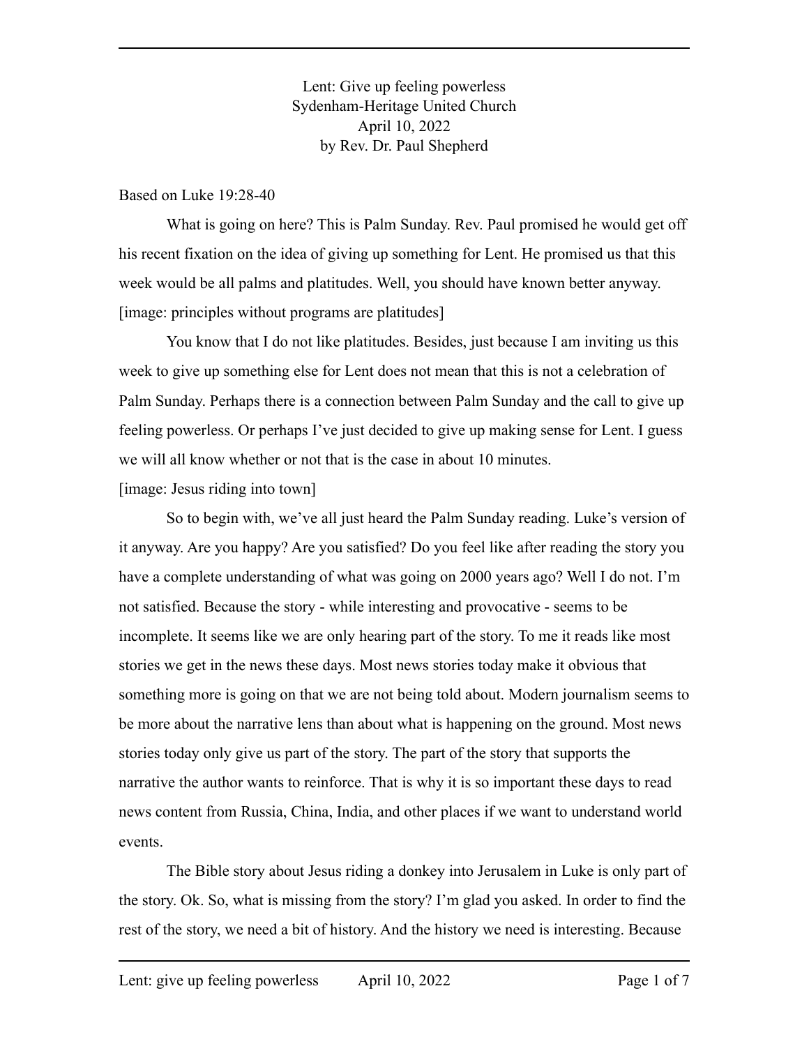# Lent: Give up feeling powerless

Sydenham-Heritage United Church
April 10, 2022
by Rev. Dr. Paul Shepherd

Based on Luke 19:28-40

What is going on here? This is Palm Sunday. Rev. Paul promised he would get off his recent fixation on the idea of giving up something for Lent. He promised us that this week would be all palms and platitudes. Well, you should have known better anyway.
[image: principles without programs are platitudes]

You know that I do not like platitudes. Besides, just because I am inviting us this week to give up something else for Lent does not mean that this is not a celebration of Palm Sunday. Perhaps there is a connection between Palm Sunday and the call to give up feeling powerless. Or perhaps I've just decided to give up making sense for Lent. I guess we will all know whether or not that is the case in about 10 minutes.
[image: Jesus riding into town]

So to begin with, we've all just heard the Palm Sunday reading. Luke's version of it anyway. Are you happy? Are you satisfied? Do you feel like after reading the story you have a complete understanding of what was going on 2000 years ago? Well I do not. I'm not satisfied. Because the story - while interesting and provocative - seems to be incomplete. It seems like we are only hearing part of the story. To me it reads like most stories we get in the news these days. Most news stories today make it obvious that something more is going on that we are not being told about. Modern journalism seems to be more about the narrative lens than about what is happening on the ground. Most news stories today only give us part of the story. The part of the story that supports the narrative the author wants to reinforce. That is why it is so important these days to read news content from Russia, China, India, and other places if we want to understand world events.

The Bible story about Jesus riding a donkey into Jerusalem in Luke is only part of the story. Ok. So, what is missing from the story? I'm glad you asked. In order to find the rest of the story, we need a bit of history. And the history we need is interesting. Because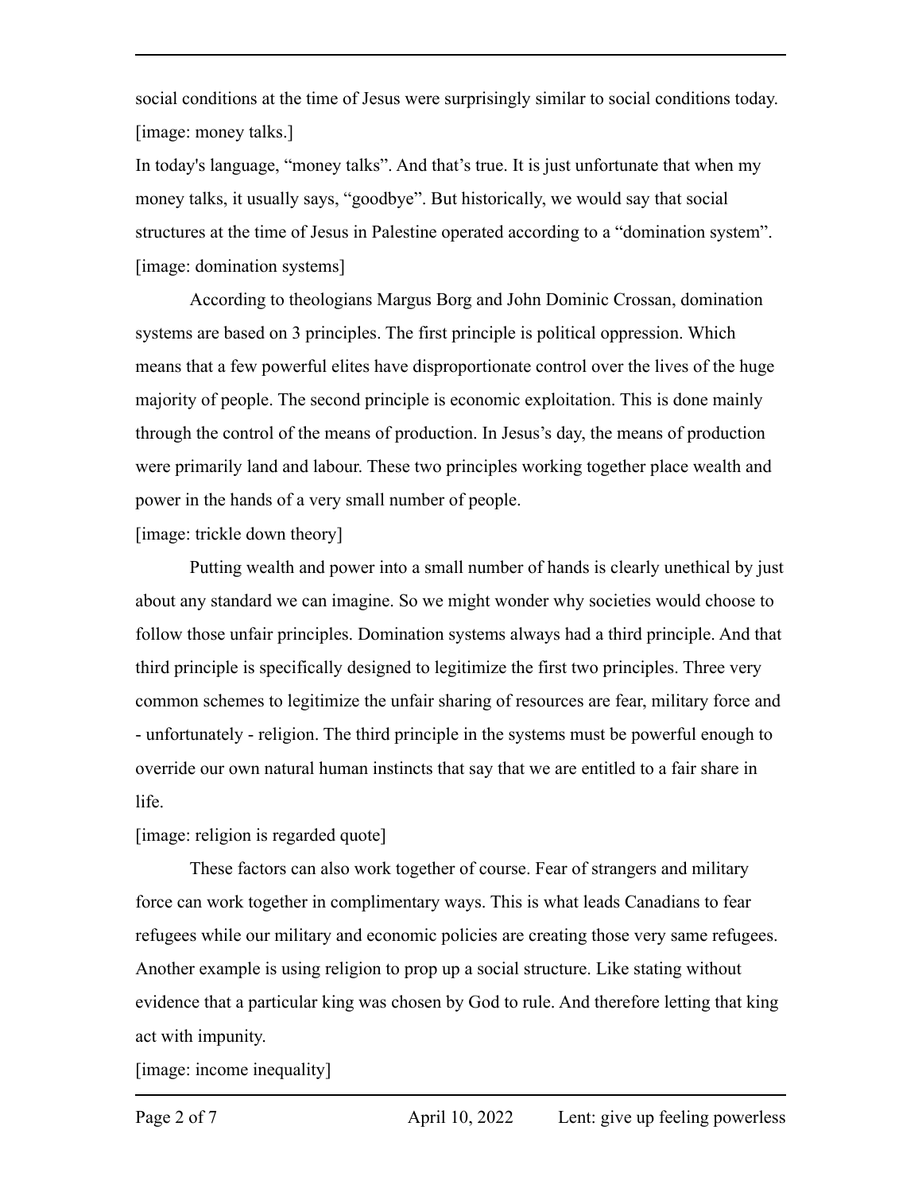social conditions at the time of Jesus were surprisingly similar to social conditions today.
[image: money talks.]

In today's language, “money talks”. And that’s true. It is just unfortunate that when my money talks, it usually says, “goodbye”. But historically, we would say that social structures at the time of Jesus in Palestine operated according to a “domination system”.
[image: domination systems]

According to theologians Margus Borg and John Dominic Crossan, domination systems are based on 3 principles. The first principle is political oppression. Which means that a few powerful elites have disproportionate control over the lives of the huge majority of people. The second principle is economic exploitation. This is done mainly through the control of the means of production. In Jesus’s day, the means of production were primarily land and labour. These two principles working together place wealth and power in the hands of a very small number of people.
[image: trickle down theory]

Putting wealth and power into a small number of hands is clearly unethical by just about any standard we can imagine. So we might wonder why societies would choose to follow those unfair principles. Domination systems always had a third principle. And that third principle is specifically designed to legitimize the first two principles. Three very common schemes to legitimize the unfair sharing of resources are fear, military force and - unfortunately - religion. The third principle in the systems must be powerful enough to override our own natural human instincts that say that we are entitled to a fair share in life.
[image: religion is regarded quote]

These factors can also work together of course. Fear of strangers and military force can work together in complimentary ways. This is what leads Canadians to fear refugees while our military and economic policies are creating those very same refugees. Another example is using religion to prop up a social structure. Like stating without evidence that a particular king was chosen by God to rule. And therefore letting that king act with impunity.
[image: income inequality]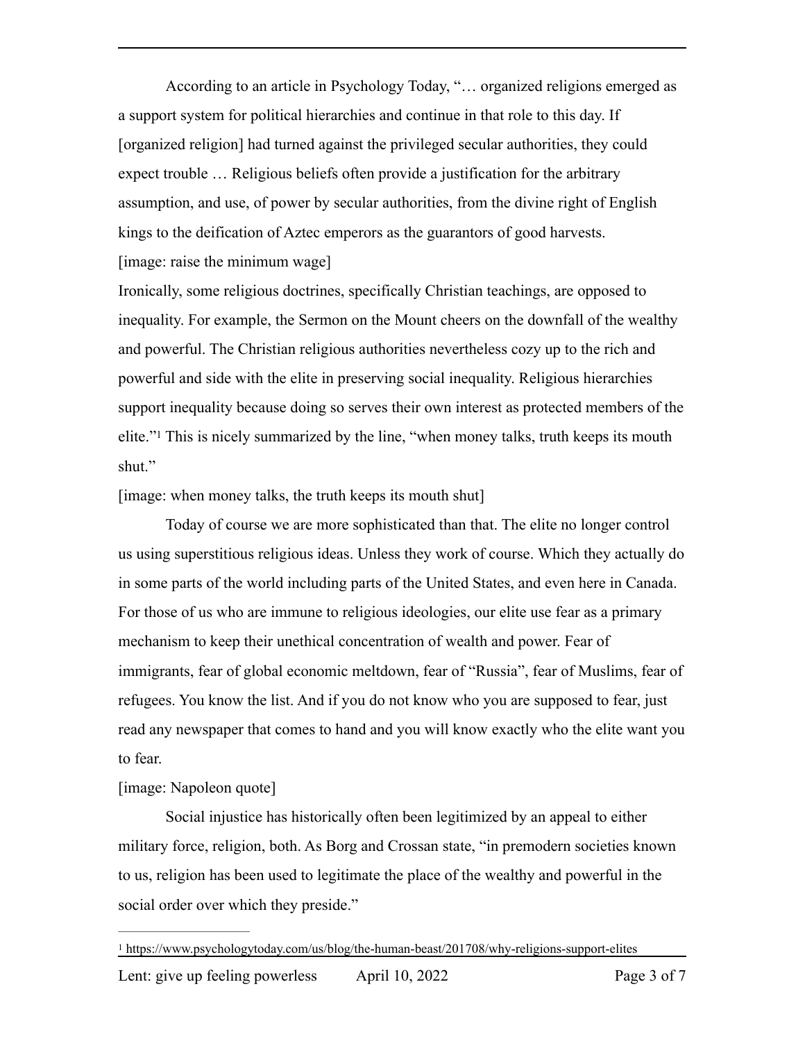According to an article in Psychology Today, "… organized religions emerged as a support system for political hierarchies and continue in that role to this day. If [organized religion] had turned against the privileged secular authorities, they could expect trouble … Religious beliefs often provide a justification for the arbitrary assumption, and use, of power by secular authorities, from the divine right of English kings to the deification of Aztec emperors as the guarantors of good harvests.

[image: raise the minimum wage]

Ironically, some religious doctrines, specifically Christian teachings, are opposed to inequality. For example, the Sermon on the Mount cheers on the downfall of the wealthy and powerful. The Christian religious authorities nevertheless cozy up to the rich and powerful and side with the elite in preserving social inequality. Religious hierarchies support inequality because doing so serves their own interest as protected members of the elite."[1] This is nicely summarized by the line, "when money talks, truth keeps its mouth shut."

[image: when money talks, the truth keeps its mouth shut]

Today of course we are more sophisticated than that. The elite no longer control us using superstitious religious ideas. Unless they work of course. Which they actually do in some parts of the world including parts of the United States, and even here in Canada. For those of us who are immune to religious ideologies, our elite use fear as a primary mechanism to keep their unethical concentration of wealth and power. Fear of immigrants, fear of global economic meltdown, fear of "Russia", fear of Muslims, fear of refugees. You know the list. And if you do not know who you are supposed to fear, just read any newspaper that comes to hand and you will know exactly who the elite want you to fear.

[image: Napoleon quote]

Social injustice has historically often been legitimized by an appeal to either military force, religion, both. As Borg and Crossan state, "in premodern societies known to us, religion has been used to legitimate the place of the wealthy and powerful in the social order over which they preside."

---

[1] https://www.psychologytoday.com/us/blog/the-human-beast/201708/why-religions-support-elites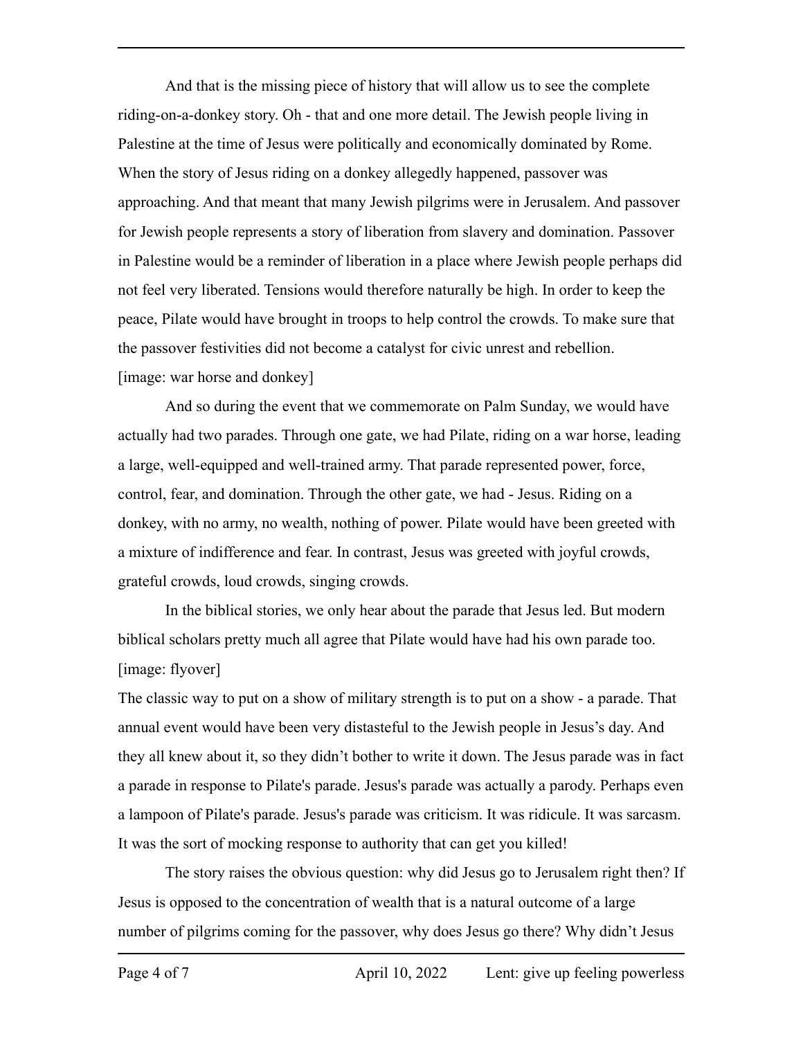And that is the missing piece of history that will allow us to see the complete riding-on-a-donkey story. Oh - that and one more detail. The Jewish people living in Palestine at the time of Jesus were politically and economically dominated by Rome. When the story of Jesus riding on a donkey allegedly happened, passover was approaching. And that meant that many Jewish pilgrims were in Jerusalem. And passover for Jewish people represents a story of liberation from slavery and domination. Passover in Palestine would be a reminder of liberation in a place where Jewish people perhaps did not feel very liberated. Tensions would therefore naturally be high. In order to keep the peace, Pilate would have brought in troops to help control the crowds. To make sure that the passover festivities did not become a catalyst for civic unrest and rebellion.
[image: war horse and donkey]

And so during the event that we commemorate on Palm Sunday, we would have actually had two parades. Through one gate, we had Pilate, riding on a war horse, leading a large, well-equipped and well-trained army. That parade represented power, force, control, fear, and domination. Through the other gate, we had - Jesus. Riding on a donkey, with no army, no wealth, nothing of power. Pilate would have been greeted with a mixture of indifference and fear. In contrast, Jesus was greeted with joyful crowds, grateful crowds, loud crowds, singing crowds.

In the biblical stories, we only hear about the parade that Jesus led. But modern biblical scholars pretty much all agree that Pilate would have had his own parade too.
[image: flyover]
The classic way to put on a show of military strength is to put on a show - a parade. That annual event would have been very distasteful to the Jewish people in Jesus's day. And they all knew about it, so they didn't bother to write it down. The Jesus parade was in fact a parade in response to Pilate's parade. Jesus's parade was actually a parody. Perhaps even a lampoon of Pilate's parade. Jesus's parade was criticism. It was ridicule. It was sarcasm. It was the sort of mocking response to authority that can get you killed!

The story raises the obvious question: why did Jesus go to Jerusalem right then? If Jesus is opposed to the concentration of wealth that is a natural outcome of a large number of pilgrims coming for the passover, why does Jesus go there? Why didn't Jesus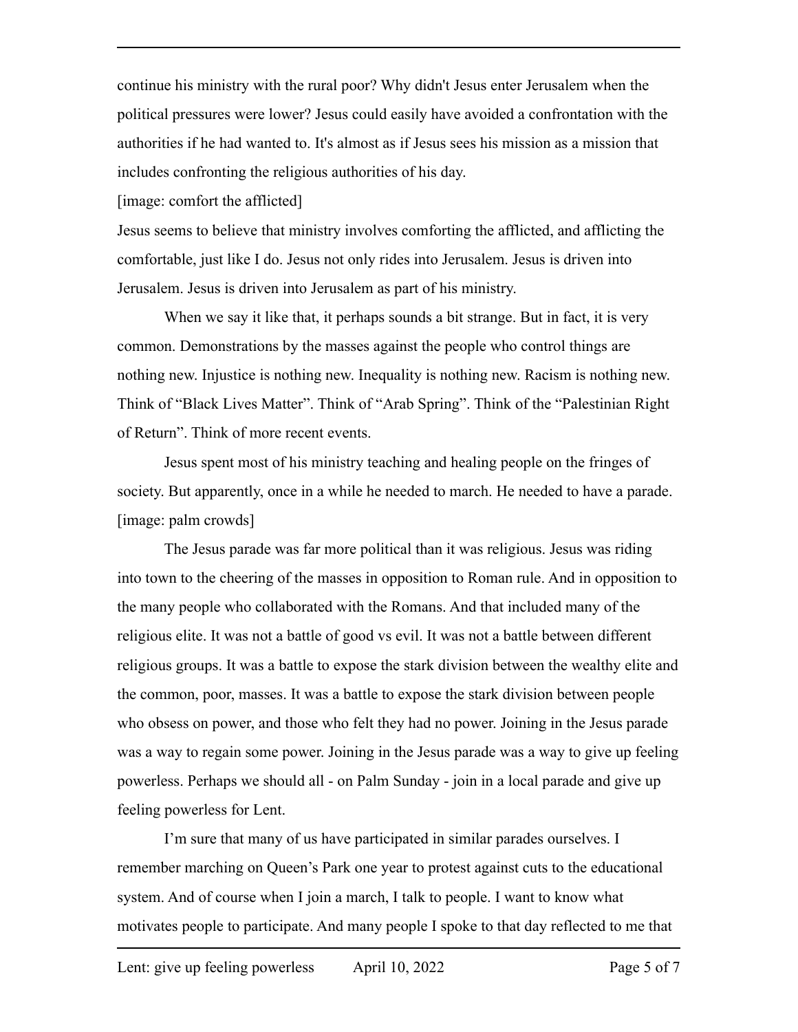continue his ministry with the rural poor? Why didn't Jesus enter Jerusalem when the political pressures were lower? Jesus could easily have avoided a confrontation with the authorities if he had wanted to. It's almost as if Jesus sees his mission as a mission that includes confronting the religious authorities of his day.

[image: comfort the afflicted]

Jesus seems to believe that ministry involves comforting the afflicted, and afflicting the comfortable, just like I do. Jesus not only rides into Jerusalem. Jesus is driven into Jerusalem. Jesus is driven into Jerusalem as part of his ministry.

When we say it like that, it perhaps sounds a bit strange. But in fact, it is very common. Demonstrations by the masses against the people who control things are nothing new. Injustice is nothing new. Inequality is nothing new. Racism is nothing new. Think of "Black Lives Matter". Think of "Arab Spring". Think of the "Palestinian Right of Return". Think of more recent events.

Jesus spent most of his ministry teaching and healing people on the fringes of society. But apparently, once in a while he needed to march. He needed to have a parade.

[image: palm crowds]

The Jesus parade was far more political than it was religious. Jesus was riding into town to the cheering of the masses in opposition to Roman rule. And in opposition to the many people who collaborated with the Romans. And that included many of the religious elite. It was not a battle of good vs evil. It was not a battle between different religious groups. It was a battle to expose the stark division between the wealthy elite and the common, poor, masses. It was a battle to expose the stark division between people who obsess on power, and those who felt they had no power. Joining in the Jesus parade was a way to regain some power. Joining in the Jesus parade was a way to give up feeling powerless. Perhaps we should all - on Palm Sunday - join in a local parade and give up feeling powerless for Lent.

I'm sure that many of us have participated in similar parades ourselves. I remember marching on Queen's Park one year to protest against cuts to the educational system. And of course when I join a march, I talk to people. I want to know what motivates people to participate. And many people I spoke to that day reflected to me that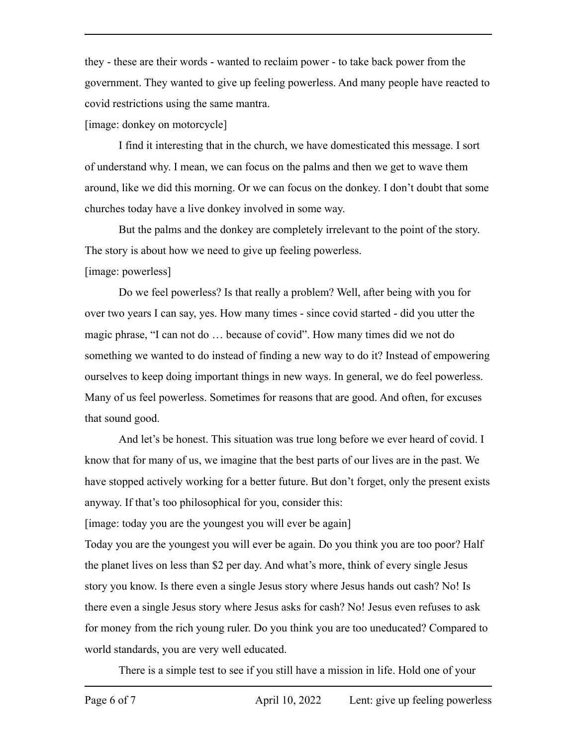they - these are their words - wanted to reclaim power - to take back power from the government. They wanted to give up feeling powerless. And many people have reacted to covid restrictions using the same mantra.

[image: donkey on motorcycle]

I find it interesting that in the church, we have domesticated this message. I sort of understand why. I mean, we can focus on the palms and then we get to wave them around, like we did this morning. Or we can focus on the donkey. I don't doubt that some churches today have a live donkey involved in some way.

But the palms and the donkey are completely irrelevant to the point of the story. The story is about how we need to give up feeling powerless.

[image: powerless]

Do we feel powerless? Is that really a problem? Well, after being with you for over two years I can say, yes. How many times - since covid started - did you utter the magic phrase, "I can not do … because of covid". How many times did we not do something we wanted to do instead of finding a new way to do it? Instead of empowering ourselves to keep doing important things in new ways. In general, we do feel powerless. Many of us feel powerless. Sometimes for reasons that are good. And often, for excuses that sound good.

And let's be honest. This situation was true long before we ever heard of covid. I know that for many of us, we imagine that the best parts of our lives are in the past. We have stopped actively working for a better future. But don't forget, only the present exists anyway. If that's too philosophical for you, consider this:

[image: today you are the youngest you will ever be again]

Today you are the youngest you will ever be again. Do you think you are too poor? Half the planet lives on less than $2 per day. And what's more, think of every single Jesus story you know. Is there even a single Jesus story where Jesus hands out cash? No! Is there even a single Jesus story where Jesus asks for cash? No! Jesus even refuses to ask for money from the rich young ruler. Do you think you are too uneducated? Compared to world standards, you are very well educated.

There is a simple test to see if you still have a mission in life. Hold one of your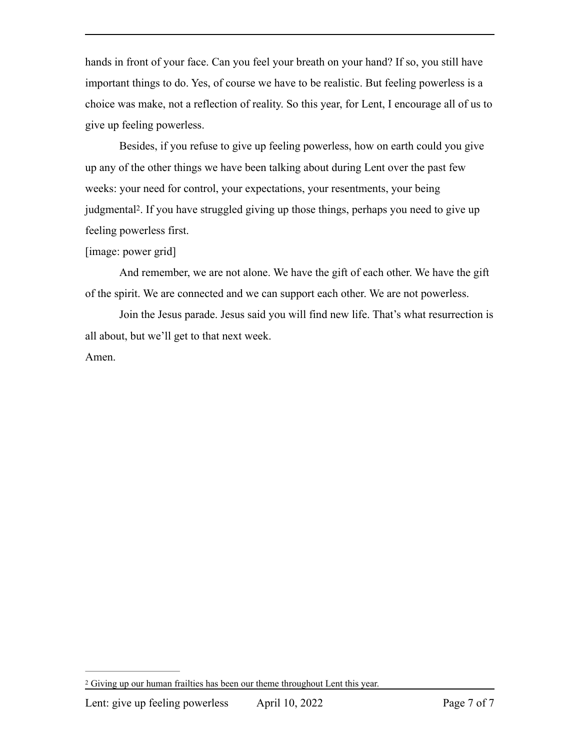hands in front of your face. Can you feel your breath on your hand? If so, you still have important things to do. Yes, of course we have to be realistic. But feeling powerless is a choice was make, not a reflection of reality. So this year, for Lent, I encourage all of us to give up feeling powerless.

Besides, if you refuse to give up feeling powerless, how on earth could you give up any of the other things we have been talking about during Lent over the past few weeks: your need for control, your expectations, your resentments, your being judgmental[2]. If you have struggled giving up those things, perhaps you need to give up feeling powerless first.

[image: power grid]

And remember, we are not alone. We have the gift of each other. We have the gift of the spirit. We are connected and we can support each other. We are not powerless.

Join the Jesus parade. Jesus said you will find new life. That's what resurrection is all about, but we'll get to that next week.

Amen.

---

[2] Giving up our human frailties has been our theme throughout Lent this year.